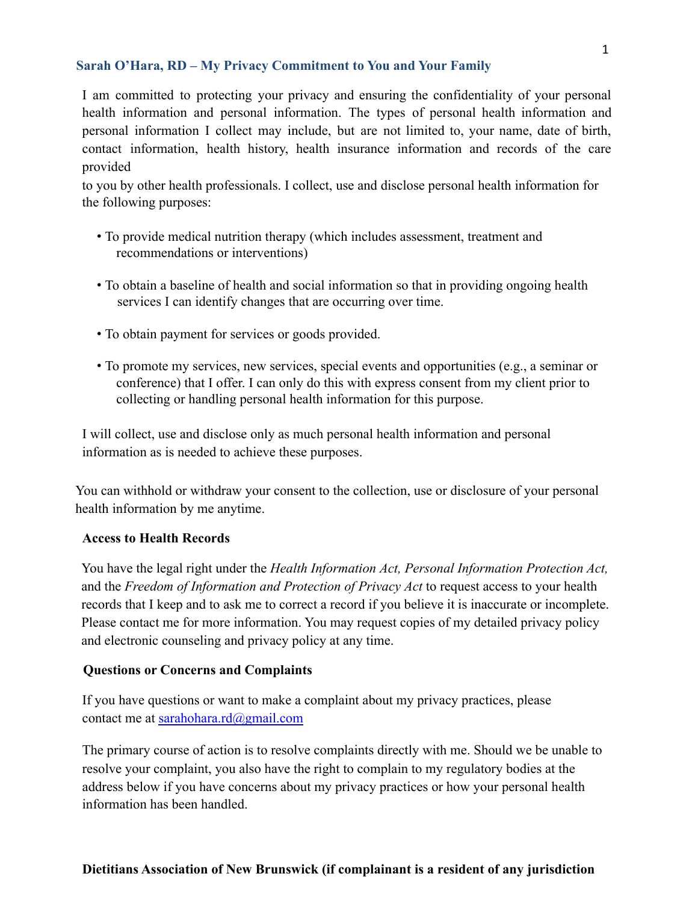## Sarah O'Hara, RD – My Privacy Commitment to You and Your Family

I am committed to protecting your privacy and ensuring the confidentiality of your personal health information and personal information. The types of personal health information and personal information I collect may include, but are not limited to, your name, date of birth, contact information, health history, health insurance information and records of the care provided to you by other health professionals. I collect, use and disclose personal health information for the following purposes:

- To provide medical nutrition therapy (which includes assessment, treatment and recommendations or interventions)
- To obtain a baseline of health and social information so that in providing ongoing health services I can identify changes that are occurring over time.
- To obtain payment for services or goods provided.
- To promote my services, new services, special events and opportunities (e.g., a seminar or conference) that I offer. I can only do this with express consent from my client prior to collecting or handling personal health information for this purpose.

I will collect, use and disclose only as much personal health information and personal information as is needed to achieve these purposes.

You can withhold or withdraw your consent to the collection, use or disclosure of your personal health information by me anytime.

### Access to Health Records

You have the legal right under the *Health Information Act, Personal Information Protection Act,* and the *Freedom of Information and Protection of Privacy Act* to request access to your health records that I keep and to ask me to correct a record if you believe it is inaccurate or incomplete. Please contact me for more information. You may request copies of my detailed privacy policy and electronic counseling and privacy policy at any time.

### Questions or Concerns and Complaints

If you have questions or want to make a complaint about my privacy practices, please contact me at [sarahohara.rd@gmail.com](mailto:sarahohara.rd@gmail.com)

The primary course of action is to resolve complaints directly with me. Should we be unable to resolve your complaint, you also have the right to complain to my regulatory bodies at the address below if you have concerns about my privacy practices or how your personal health information has been handled.

**Dietitians Association of New Brunswick (if complainant is a resident of any jurisdiction**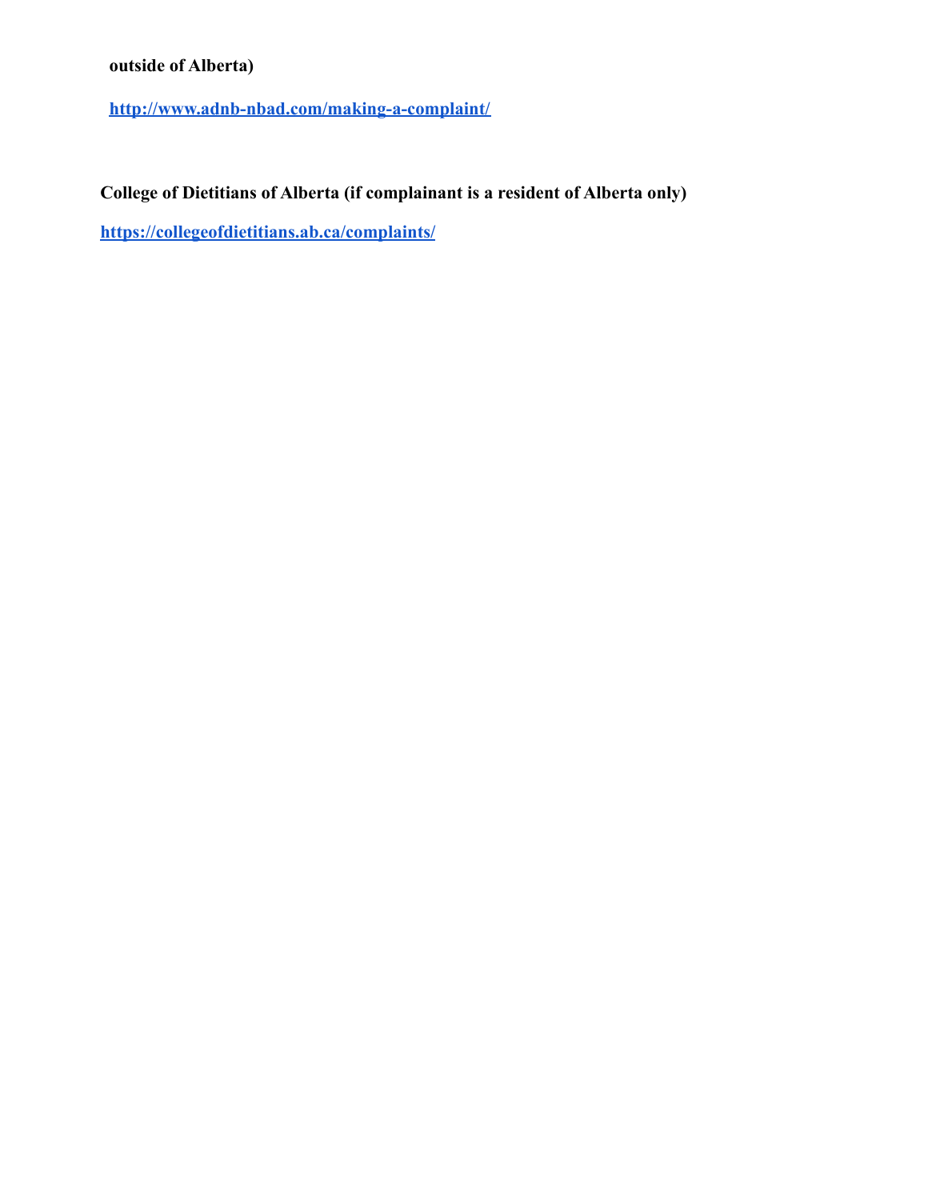**outside of Alberta)**

**http://www.adnb-nbad.com/making-a-complaint/**

**College of Dietitians of Alberta (if complainant is a resident of Alberta only)**

**https://collegeofdietitians.ab.ca/complaints/**